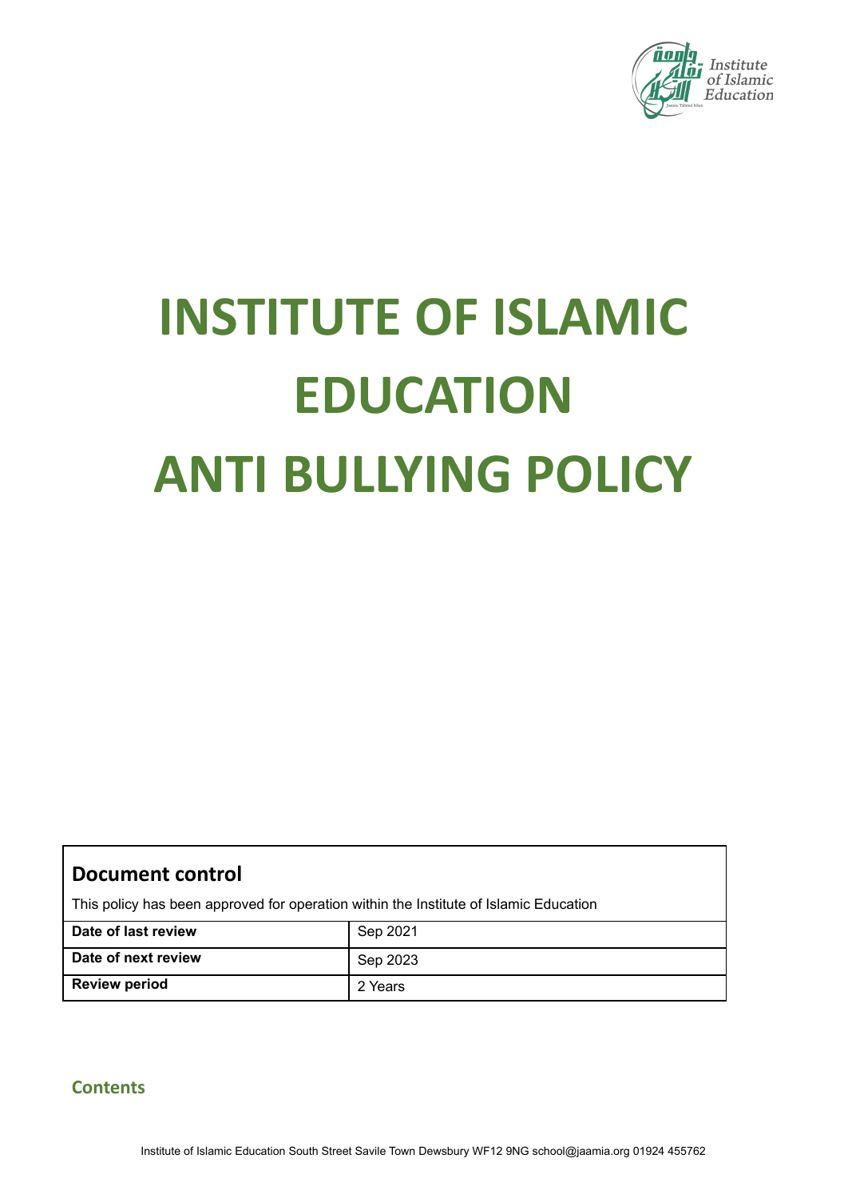# INSTITUTE OF ISLAMIC EDUCATION ANTI BULLYING POLICY

## Document control

This policy has been approved for operation within the Institute of Islamic Education

| Date of last review | Sep 2021 |
| --- | --- |
| Date of next review | Sep 2023 |
| Review period | 2 Years |

## Contents

Institute of Islamic Education South Street Savile Town Dewsbury WF12 9NG school@jaamia.org 01924 455762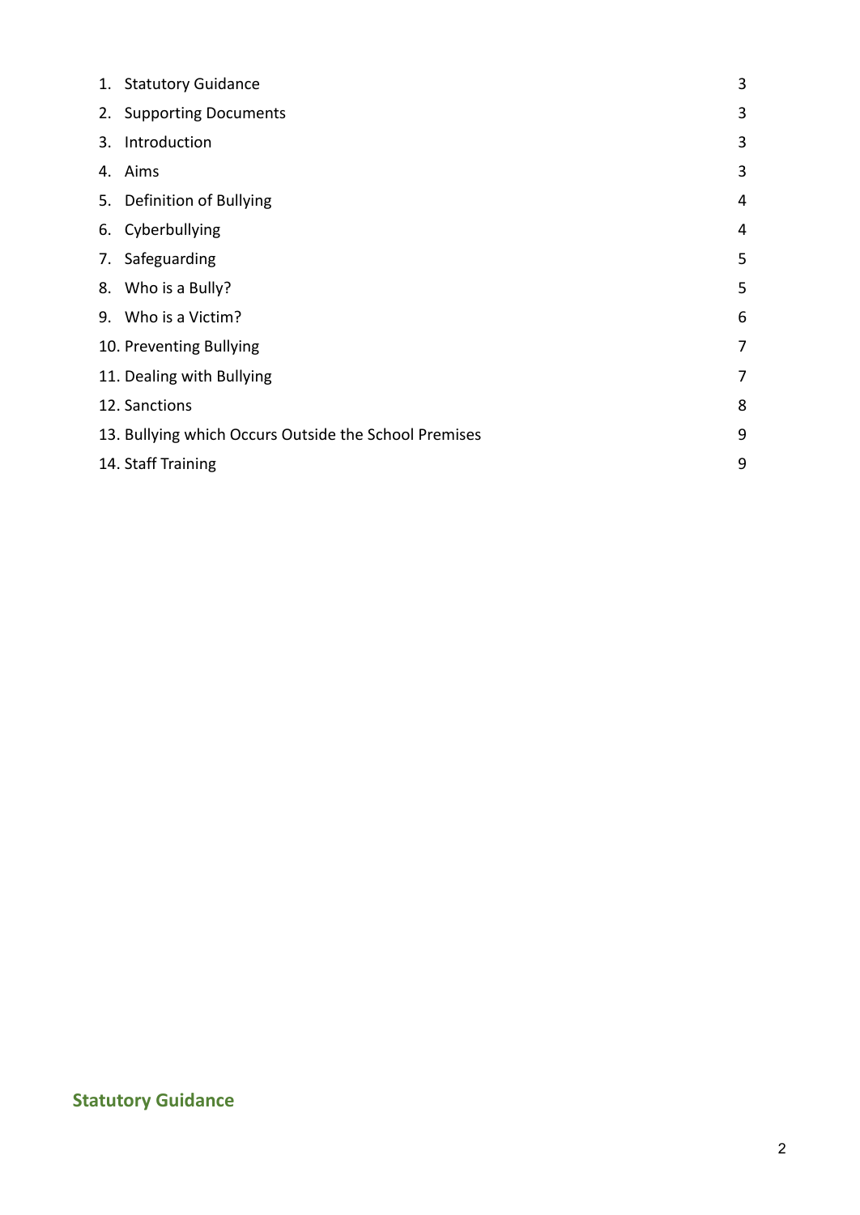1. Statutory Guidance 3
2. Supporting Documents 3
3. Introduction 3
4. Aims 3
5. Definition of Bullying 4
6. Cyberbullying 4
7. Safeguarding 5
8. Who is a Bully? 5
9. Who is a Victim? 6
10. Preventing Bullying 7
11. Dealing with Bullying 7
12. Sanctions 8
13. Bullying which Occurs Outside the School Premises 9
14. Staff Training 9

## Statutory Guidance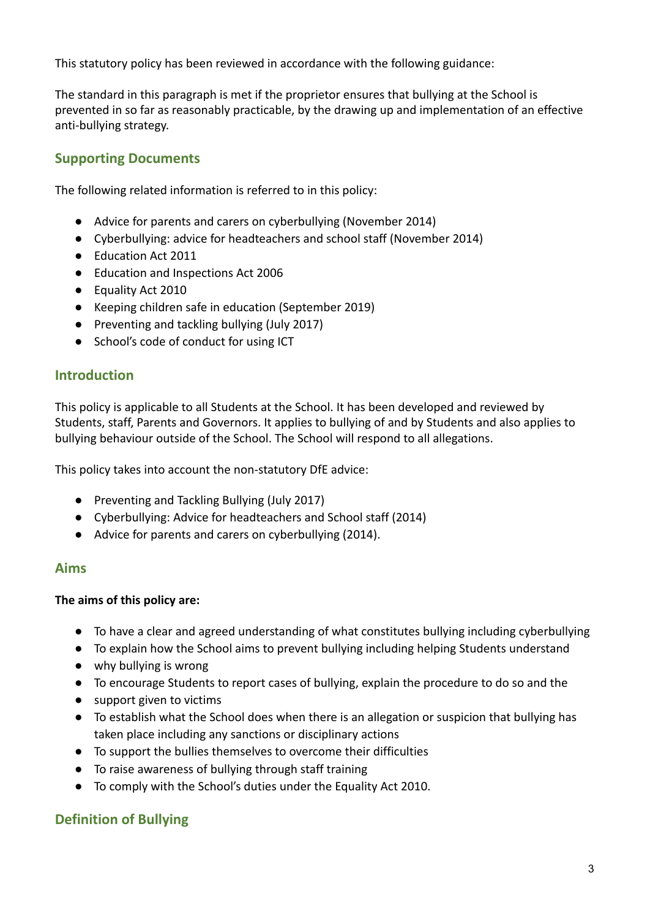This statutory policy has been reviewed in accordance with the following guidance:

The standard in this paragraph is met if the proprietor ensures that bullying at the School is prevented in so far as reasonably practicable, by the drawing up and implementation of an effective anti-bullying strategy.

## Supporting Documents

The following related information is referred to in this policy:

- Advice for parents and carers on cyberbullying (November 2014)
- Cyberbullying: advice for headteachers and school staff (November 2014)
- Education Act 2011
- Education and Inspections Act 2006
- Equality Act 2010
- Keeping children safe in education (September 2019)
- Preventing and tackling bullying (July 2017)
- School's code of conduct for using ICT

## Introduction

This policy is applicable to all Students at the School. It has been developed and reviewed by Students, staff, Parents and Governors. It applies to bullying of and by Students and also applies to bullying behaviour outside of the School. The School will respond to all allegations.

This policy takes into account the non-statutory DfE advice:

- Preventing and Tackling Bullying (July 2017)
- Cyberbullying: Advice for headteachers and School staff (2014)
- Advice for parents and carers on cyberbullying (2014).

## Aims

**The aims of this policy are:**

- To have a clear and agreed understanding of what constitutes bullying including cyberbullying
- To explain how the School aims to prevent bullying including helping Students understand
- why bullying is wrong
- To encourage Students to report cases of bullying, explain the procedure to do so and the
- support given to victims
- To establish what the School does when there is an allegation or suspicion that bullying has taken place including any sanctions or disciplinary actions
- To support the bullies themselves to overcome their difficulties
- To raise awareness of bullying through staff training
- To comply with the School's duties under the Equality Act 2010.

## Definition of Bullying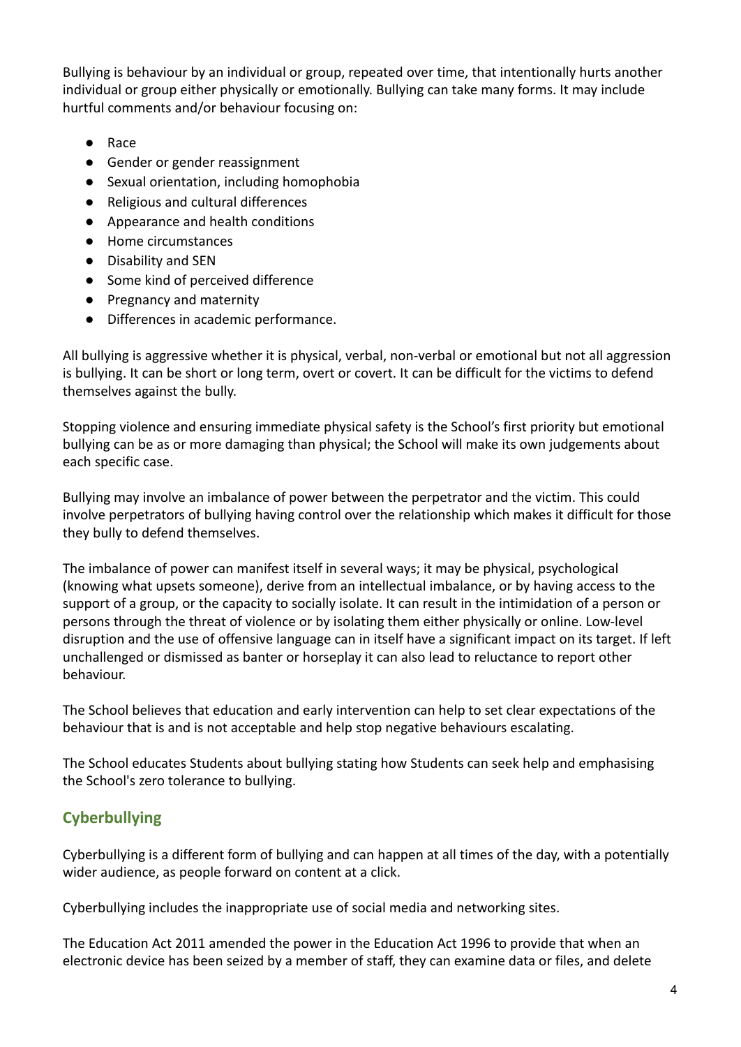Bullying is behaviour by an individual or group, repeated over time, that intentionally hurts another individual or group either physically or emotionally. Bullying can take many forms. It may include hurtful comments and/or behaviour focusing on:

- Race
- Gender or gender reassignment
- Sexual orientation, including homophobia
- Religious and cultural differences
- Appearance and health conditions
- Home circumstances
- Disability and SEN
- Some kind of perceived difference
- Pregnancy and maternity
- Differences in academic performance.

All bullying is aggressive whether it is physical, verbal, non-verbal or emotional but not all aggression is bullying. It can be short or long term, overt or covert. It can be difficult for the victims to defend themselves against the bully.

Stopping violence and ensuring immediate physical safety is the School's first priority but emotional bullying can be as or more damaging than physical; the School will make its own judgements about each specific case.

Bullying may involve an imbalance of power between the perpetrator and the victim. This could involve perpetrators of bullying having control over the relationship which makes it difficult for those they bully to defend themselves.

The imbalance of power can manifest itself in several ways; it may be physical, psychological (knowing what upsets someone), derive from an intellectual imbalance, or by having access to the support of a group, or the capacity to socially isolate. It can result in the intimidation of a person or persons through the threat of violence or by isolating them either physically or online. Low-level disruption and the use of offensive language can in itself have a significant impact on its target. If left unchallenged or dismissed as banter or horseplay it can also lead to reluctance to report other behaviour.

The School believes that education and early intervention can help to set clear expectations of the behaviour that is and is not acceptable and help stop negative behaviours escalating.

The School educates Students about bullying stating how Students can seek help and emphasising the School's zero tolerance to bullying.

## Cyberbullying

Cyberbullying is a different form of bullying and can happen at all times of the day, with a potentially wider audience, as people forward on content at a click.

Cyberbullying includes the inappropriate use of social media and networking sites.

The Education Act 2011 amended the power in the Education Act 1996 to provide that when an electronic device has been seized by a member of staff, they can examine data or files, and delete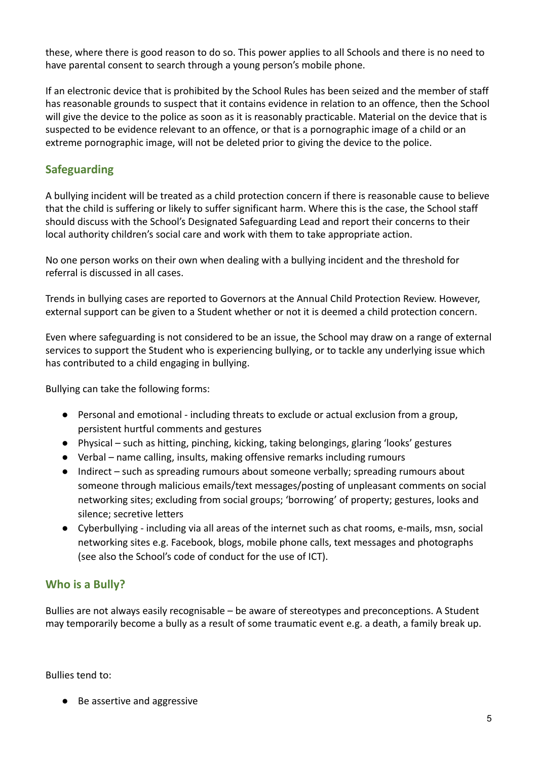these, where there is good reason to do so. This power applies to all Schools and there is no need to have parental consent to search through a young person's mobile phone.

If an electronic device that is prohibited by the School Rules has been seized and the member of staff has reasonable grounds to suspect that it contains evidence in relation to an offence, then the School will give the device to the police as soon as it is reasonably practicable. Material on the device that is suspected to be evidence relevant to an offence, or that is a pornographic image of a child or an extreme pornographic image, will not be deleted prior to giving the device to the police.

## Safeguarding

A bullying incident will be treated as a child protection concern if there is reasonable cause to believe that the child is suffering or likely to suffer significant harm. Where this is the case, the School staff should discuss with the School's Designated Safeguarding Lead and report their concerns to their local authority children's social care and work with them to take appropriate action.

No one person works on their own when dealing with a bullying incident and the threshold for referral is discussed in all cases.

Trends in bullying cases are reported to Governors at the Annual Child Protection Review. However, external support can be given to a Student whether or not it is deemed a child protection concern.

Even where safeguarding is not considered to be an issue, the School may draw on a range of external services to support the Student who is experiencing bullying, or to tackle any underlying issue which has contributed to a child engaging in bullying.

Bullying can take the following forms:

- Personal and emotional - including threats to exclude or actual exclusion from a group, persistent hurtful comments and gestures
- Physical – such as hitting, pinching, kicking, taking belongings, glaring 'looks' gestures
- Verbal – name calling, insults, making offensive remarks including rumours
- Indirect – such as spreading rumours about someone verbally; spreading rumours about someone through malicious emails/text messages/posting of unpleasant comments on social networking sites; excluding from social groups; 'borrowing' of property; gestures, looks and silence; secretive letters
- Cyberbullying - including via all areas of the internet such as chat rooms, e-mails, msn, social networking sites e.g. Facebook, blogs, mobile phone calls, text messages and photographs (see also the School's code of conduct for the use of ICT).

## Who is a Bully?

Bullies are not always easily recognisable – be aware of stereotypes and preconceptions. A Student may temporarily become a bully as a result of some traumatic event e.g. a death, a family break up.

Bullies tend to:

- Be assertive and aggressive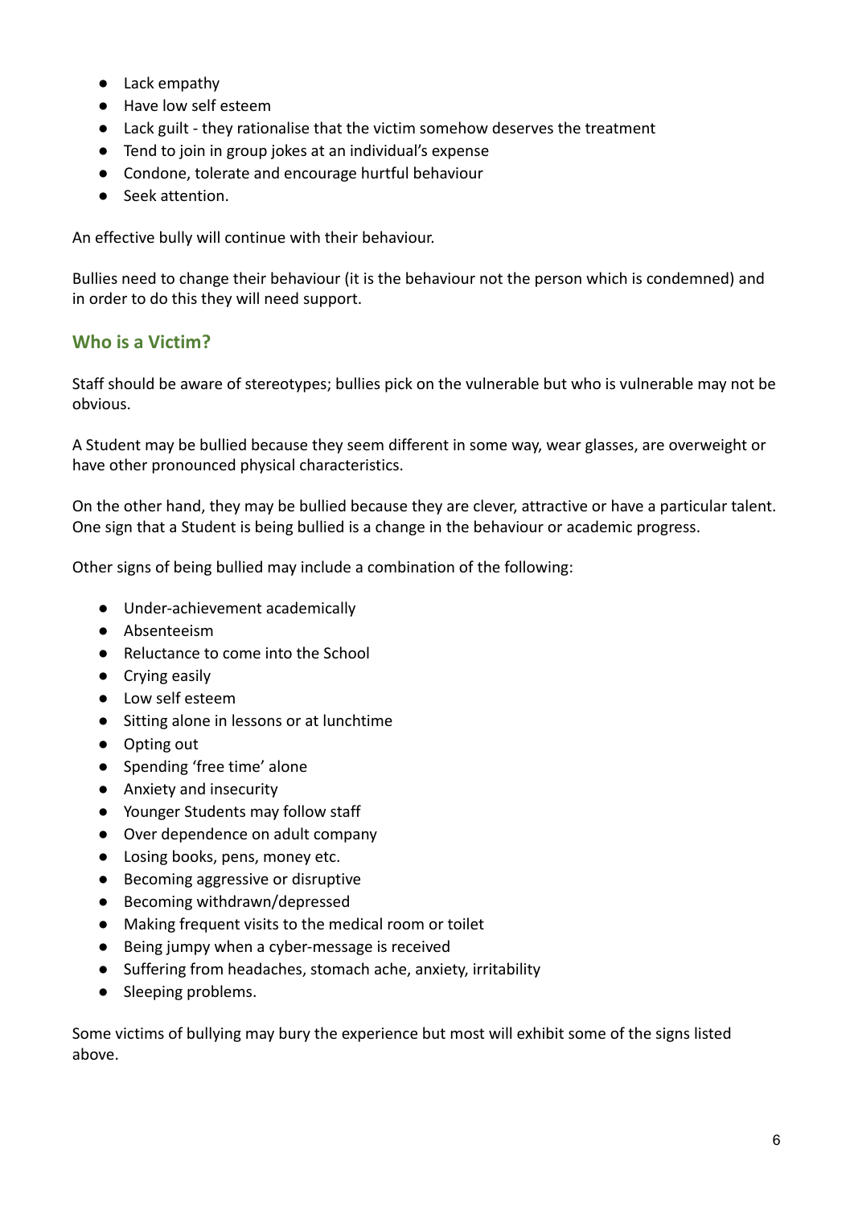- Lack empathy
- Have low self esteem
- Lack guilt - they rationalise that the victim somehow deserves the treatment
- Tend to join in group jokes at an individual's expense
- Condone, tolerate and encourage hurtful behaviour
- Seek attention.

An effective bully will continue with their behaviour.

Bullies need to change their behaviour (it is the behaviour not the person which is condemned) and in order to do this they will need support.

## Who is a Victim?

Staff should be aware of stereotypes; bullies pick on the vulnerable but who is vulnerable may not be obvious.

A Student may be bullied because they seem different in some way, wear glasses, are overweight or have other pronounced physical characteristics.

On the other hand, they may be bullied because they are clever, attractive or have a particular talent. One sign that a Student is being bullied is a change in the behaviour or academic progress.

Other signs of being bullied may include a combination of the following:

- Under-achievement academically
- Absenteeism
- Reluctance to come into the School
- Crying easily
- Low self esteem
- Sitting alone in lessons or at lunchtime
- Opting out
- Spending 'free time' alone
- Anxiety and insecurity
- Younger Students may follow staff
- Over dependence on adult company
- Losing books, pens, money etc.
- Becoming aggressive or disruptive
- Becoming withdrawn/depressed
- Making frequent visits to the medical room or toilet
- Being jumpy when a cyber-message is received
- Suffering from headaches, stomach ache, anxiety, irritability
- Sleeping problems.

Some victims of bullying may bury the experience but most will exhibit some of the signs listed above.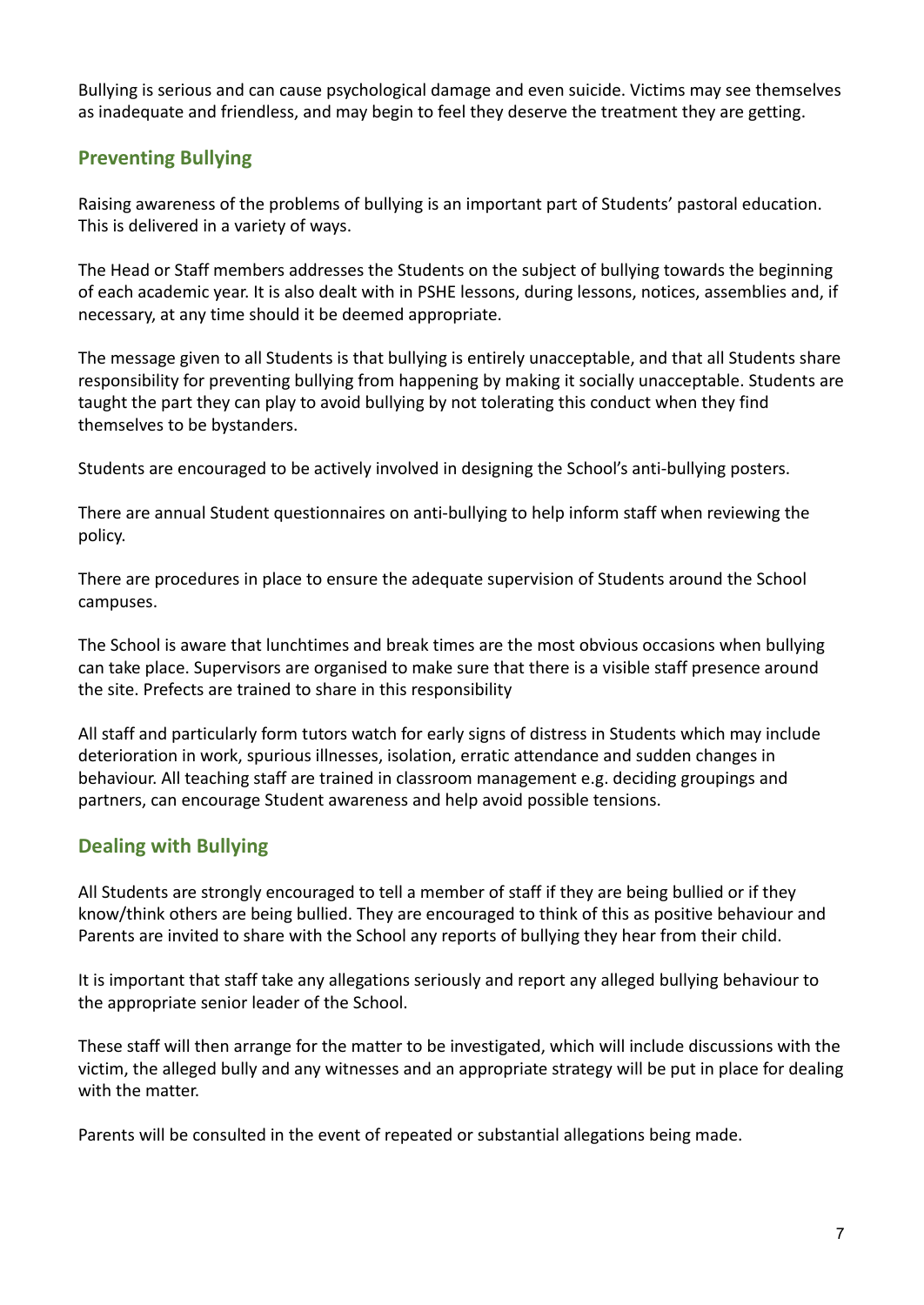Bullying is serious and can cause psychological damage and even suicide. Victims may see themselves as inadequate and friendless, and may begin to feel they deserve the treatment they are getting.

## Preventing Bullying

Raising awareness of the problems of bullying is an important part of Students' pastoral education. This is delivered in a variety of ways.

The Head or Staff members addresses the Students on the subject of bullying towards the beginning of each academic year. It is also dealt with in PSHE lessons, during lessons, notices, assemblies and, if necessary, at any time should it be deemed appropriate.

The message given to all Students is that bullying is entirely unacceptable, and that all Students share responsibility for preventing bullying from happening by making it socially unacceptable. Students are taught the part they can play to avoid bullying by not tolerating this conduct when they find themselves to be bystanders.

Students are encouraged to be actively involved in designing the School's anti-bullying posters.

There are annual Student questionnaires on anti-bullying to help inform staff when reviewing the policy.

There are procedures in place to ensure the adequate supervision of Students around the School campuses.

The School is aware that lunchtimes and break times are the most obvious occasions when bullying can take place. Supervisors are organised to make sure that there is a visible staff presence around the site. Prefects are trained to share in this responsibility

All staff and particularly form tutors watch for early signs of distress in Students which may include deterioration in work, spurious illnesses, isolation, erratic attendance and sudden changes in behaviour. All teaching staff are trained in classroom management e.g. deciding groupings and partners, can encourage Student awareness and help avoid possible tensions.

## Dealing with Bullying

All Students are strongly encouraged to tell a member of staff if they are being bullied or if they know/think others are being bullied. They are encouraged to think of this as positive behaviour and Parents are invited to share with the School any reports of bullying they hear from their child.

It is important that staff take any allegations seriously and report any alleged bullying behaviour to the appropriate senior leader of the School.

These staff will then arrange for the matter to be investigated, which will include discussions with the victim, the alleged bully and any witnesses and an appropriate strategy will be put in place for dealing with the matter.

Parents will be consulted in the event of repeated or substantial allegations being made.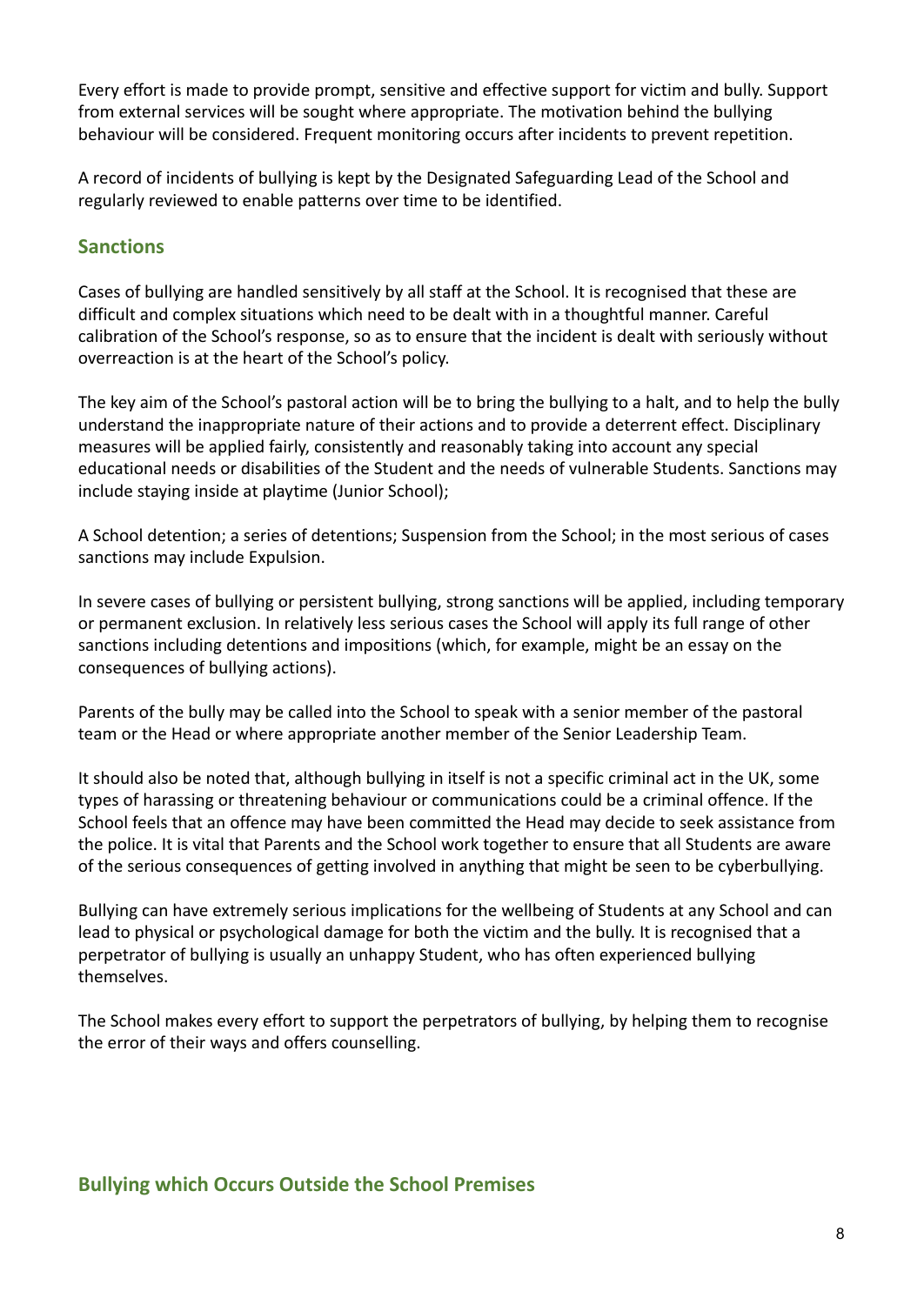Every effort is made to provide prompt, sensitive and effective support for victim and bully. Support from external services will be sought where appropriate. The motivation behind the bullying behaviour will be considered. Frequent monitoring occurs after incidents to prevent repetition.

A record of incidents of bullying is kept by the Designated Safeguarding Lead of the School and regularly reviewed to enable patterns over time to be identified.

## Sanctions

Cases of bullying are handled sensitively by all staff at the School. It is recognised that these are difficult and complex situations which need to be dealt with in a thoughtful manner. Careful calibration of the School's response, so as to ensure that the incident is dealt with seriously without overreaction is at the heart of the School's policy.

The key aim of the School's pastoral action will be to bring the bullying to a halt, and to help the bully understand the inappropriate nature of their actions and to provide a deterrent effect. Disciplinary measures will be applied fairly, consistently and reasonably taking into account any special educational needs or disabilities of the Student and the needs of vulnerable Students. Sanctions may include staying inside at playtime (Junior School);

A School detention; a series of detentions; Suspension from the School; in the most serious of cases sanctions may include Expulsion.

In severe cases of bullying or persistent bullying, strong sanctions will be applied, including temporary or permanent exclusion. In relatively less serious cases the School will apply its full range of other sanctions including detentions and impositions (which, for example, might be an essay on the consequences of bullying actions).

Parents of the bully may be called into the School to speak with a senior member of the pastoral team or the Head or where appropriate another member of the Senior Leadership Team.

It should also be noted that, although bullying in itself is not a specific criminal act in the UK, some types of harassing or threatening behaviour or communications could be a criminal offence. If the School feels that an offence may have been committed the Head may decide to seek assistance from the police. It is vital that Parents and the School work together to ensure that all Students are aware of the serious consequences of getting involved in anything that might be seen to be cyberbullying.

Bullying can have extremely serious implications for the wellbeing of Students at any School and can lead to physical or psychological damage for both the victim and the bully. It is recognised that a perpetrator of bullying is usually an unhappy Student, who has often experienced bullying themselves.

The School makes every effort to support the perpetrators of bullying, by helping them to recognise the error of their ways and offers counselling.

## Bullying which Occurs Outside the School Premises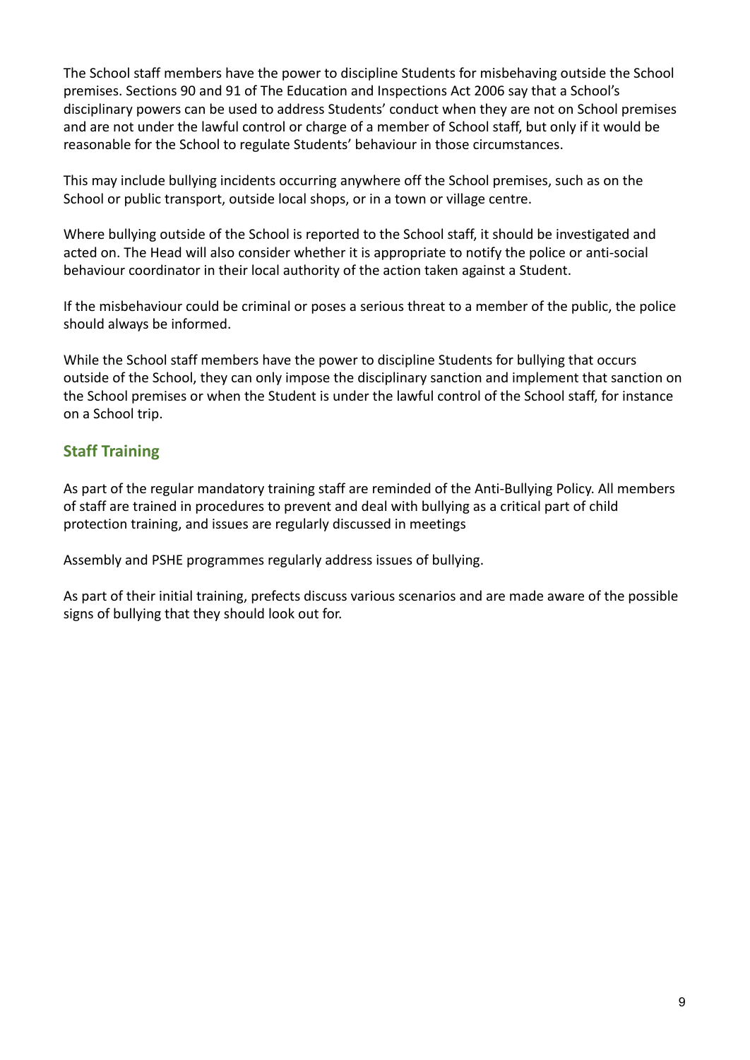The School staff members have the power to discipline Students for misbehaving outside the School premises. Sections 90 and 91 of The Education and Inspections Act 2006 say that a School's disciplinary powers can be used to address Students' conduct when they are not on School premises and are not under the lawful control or charge of a member of School staff, but only if it would be reasonable for the School to regulate Students' behaviour in those circumstances.

This may include bullying incidents occurring anywhere off the School premises, such as on the School or public transport, outside local shops, or in a town or village centre.

Where bullying outside of the School is reported to the School staff, it should be investigated and acted on. The Head will also consider whether it is appropriate to notify the police or anti-social behaviour coordinator in their local authority of the action taken against a Student.

If the misbehaviour could be criminal or poses a serious threat to a member of the public, the police should always be informed.

While the School staff members have the power to discipline Students for bullying that occurs outside of the School, they can only impose the disciplinary sanction and implement that sanction on the School premises or when the Student is under the lawful control of the School staff, for instance on a School trip.

## Staff Training

As part of the regular mandatory training staff are reminded of the Anti-Bullying Policy. All members of staff are trained in procedures to prevent and deal with bullying as a critical part of child protection training, and issues are regularly discussed in meetings

Assembly and PSHE programmes regularly address issues of bullying.

As part of their initial training, prefects discuss various scenarios and are made aware of the possible signs of bullying that they should look out for.